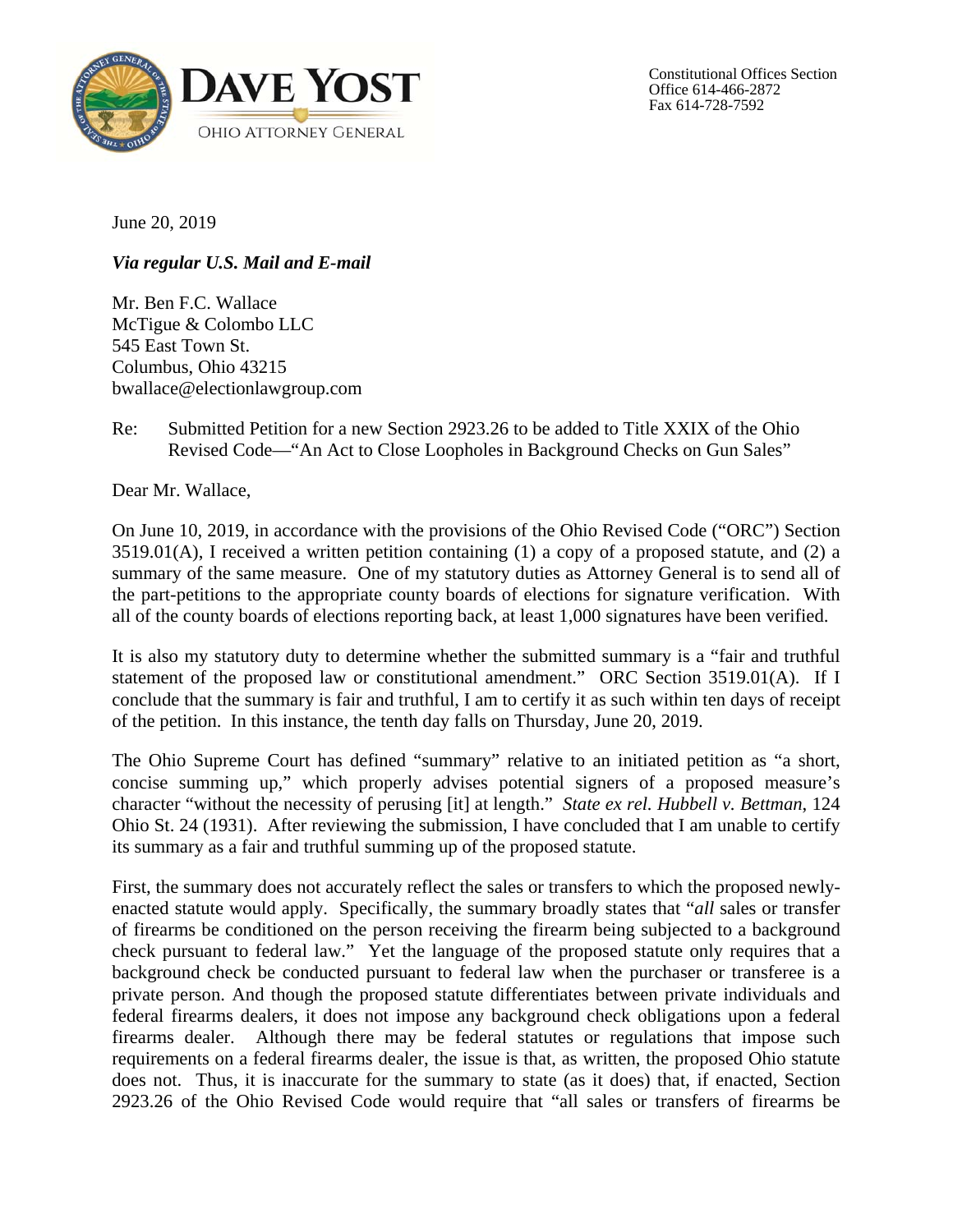**DAVE YOST**
OHIO ATTORNEY GENERAL

Constitutional Offices Section
Office 614-466-2872
Fax 614-728-7592

June 20, 2019

***Via regular U.S. Mail and E-mail***

Mr. Ben F.C. Wallace
McTigue & Colombo LLC
545 East Town St.
Columbus, Ohio 43215
bwallace@electionlawgroup.com

Re: Submitted Petition for a new Section 2923.26 to be added to Title XXIX of the Ohio Revised Code—"An Act to Close Loopholes in Background Checks on Gun Sales"

Dear Mr. Wallace,

On June 10, 2019, in accordance with the provisions of the Ohio Revised Code ("ORC") Section 3519.01(A), I received a written petition containing (1) a copy of a proposed statute, and (2) a summary of the same measure. One of my statutory duties as Attorney General is to send all of the part-petitions to the appropriate county boards of elections for signature verification. With all of the county boards of elections reporting back, at least 1,000 signatures have been verified.

It is also my statutory duty to determine whether the submitted summary is a "fair and truthful statement of the proposed law or constitutional amendment." ORC Section 3519.01(A). If I conclude that the summary is fair and truthful, I am to certify it as such within ten days of receipt of the petition. In this instance, the tenth day falls on Thursday, June 20, 2019.

The Ohio Supreme Court has defined "summary" relative to an initiated petition as "a short, concise summing up," which properly advises potential signers of a proposed measure's character "without the necessity of perusing [it] at length." *State ex rel. Hubbell v. Bettman*, 124 Ohio St. 24 (1931). After reviewing the submission, I have concluded that I am unable to certify its summary as a fair and truthful summing up of the proposed statute.

First, the summary does not accurately reflect the sales or transfers to which the proposed newly-enacted statute would apply. Specifically, the summary broadly states that "*all* sales or transfer of firearms be conditioned on the person receiving the firearm being subjected to a background check pursuant to federal law." Yet the language of the proposed statute only requires that a background check be conducted pursuant to federal law when the purchaser or transferee is a private person. And though the proposed statute differentiates between private individuals and federal firearms dealers, it does not impose any background check obligations upon a federal firearms dealer. Although there may be federal statutes or regulations that impose such requirements on a federal firearms dealer, the issue is that, as written, the proposed Ohio statute does not. Thus, it is inaccurate for the summary to state (as it does) that, if enacted, Section 2923.26 of the Ohio Revised Code would require that "all sales or transfers of firearms be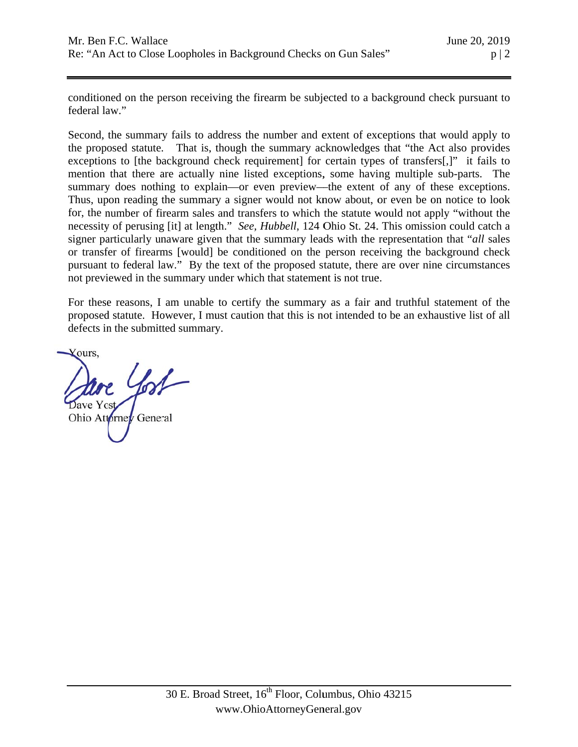conditioned on the person receiving the firearm be subjected to a background check pursuant to federal law."

Second, the summary fails to address the number and extent of exceptions that would apply to the proposed statute. That is, though the summary acknowledges that "the Act also provides exceptions to [the background check requirement] for certain types of transfers[,]" it fails to mention that there are actually nine listed exceptions, some having multiple sub-parts. The summary does nothing to explain—or even preview—the extent of any of these exceptions. Thus, upon reading the summary a signer would not know about, or even be on notice to look for, the number of firearm sales and transfers to which the statute would not apply "without the necessity of perusing [it] at length." *See, Hubbell*, 124 Ohio St. 24. This omission could catch a signer particularly unaware given that the summary leads with the representation that "*all* sales or transfer of firearms [would] be conditioned on the person receiving the background check pursuant to federal law." By the text of the proposed statute, there are over nine circumstances not previewed in the summary under which that statement is not true.

For these reasons, I am unable to certify the summary as a fair and truthful statement of the proposed statute. However, I must caution that this is not intended to be an exhaustive list of all defects in the submitted summary.

Yours,

Dave Yost
Ohio Attorney General

30 E. Broad Street, 16th Floor, Columbus, Ohio 43215
www.OhioAttorneyGeneral.gov